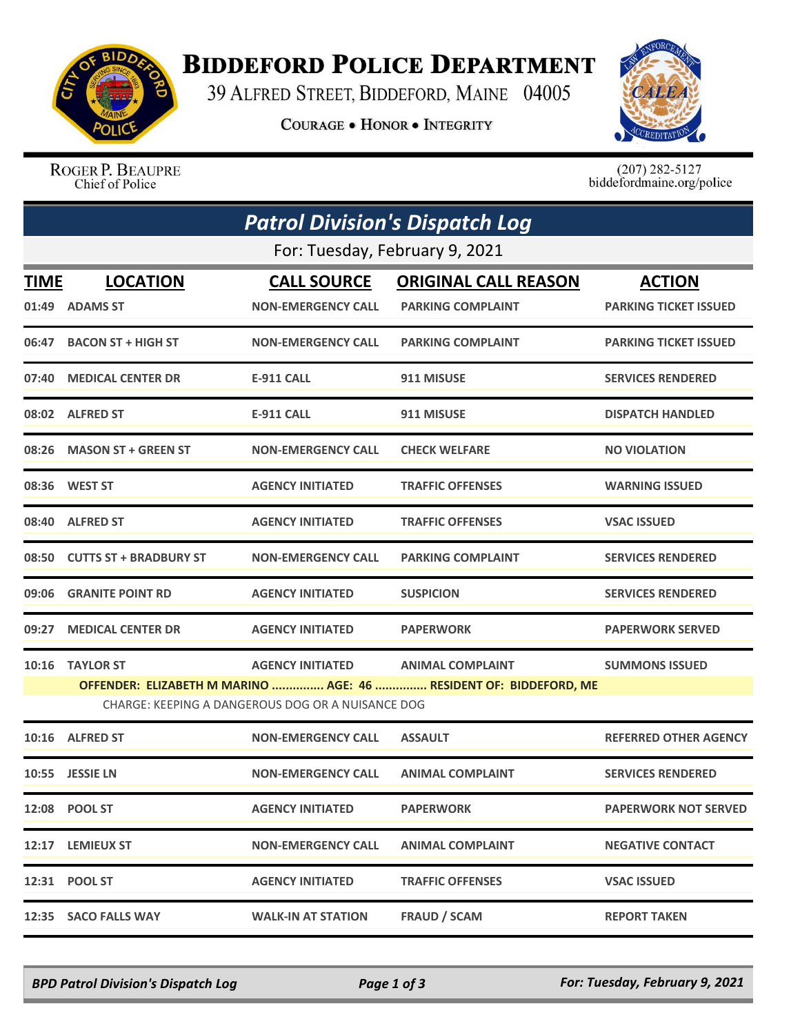# Biddeford Police Department

39 Alfred Street, Biddeford, Maine 04005

Courage • Honor • Integrity

Roger P. Beaupre
Chief of Police

(207) 282-5127
biddefordmaine.org/police

## Patrol Division's Dispatch Log

For: Tuesday, February 9, 2021

| TIME | LOCATION | CALL SOURCE | ORIGINAL CALL REASON | ACTION |
|---|---|---|---|---|
| 01:49 | ADAMS ST | NON-EMERGENCY CALL | PARKING COMPLAINT | PARKING TICKET ISSUED |
| 06:47 | BACON ST + HIGH ST | NON-EMERGENCY CALL | PARKING COMPLAINT | PARKING TICKET ISSUED |
| 07:40 | MEDICAL CENTER DR | E-911 CALL | 911 MISUSE | SERVICES RENDERED |
| 08:02 | ALFRED ST | E-911 CALL | 911 MISUSE | DISPATCH HANDLED |
| 08:26 | MASON ST + GREEN ST | NON-EMERGENCY CALL | CHECK WELFARE | NO VIOLATION |
| 08:36 | WEST ST | AGENCY INITIATED | TRAFFIC OFFENSES | WARNING ISSUED |
| 08:40 | ALFRED ST | AGENCY INITIATED | TRAFFIC OFFENSES | VSAC ISSUED |
| 08:50 | CUTTS ST + BRADBURY ST | NON-EMERGENCY CALL | PARKING COMPLAINT | SERVICES RENDERED |
| 09:06 | GRANITE POINT RD | AGENCY INITIATED | SUSPICION | SERVICES RENDERED |
| 09:27 | MEDICAL CENTER DR | AGENCY INITIATED | PAPERWORK | PAPERWORK SERVED |
| 10:16 | TAYLOR ST | AGENCY INITIATED | ANIMAL COMPLAINT | SUMMONS ISSUED |
| | OFFENDER: ELIZABETH M MARINO ............... AGE: 46 ............... RESIDENT OF: BIDDEFORD, ME<br>CHARGE: KEEPING A DANGEROUS DOG OR A NUISANCE DOG | | | |
| 10:16 | ALFRED ST | NON-EMERGENCY CALL | ASSAULT | REFERRED OTHER AGENCY |
| 10:55 | JESSIE LN | NON-EMERGENCY CALL | ANIMAL COMPLAINT | SERVICES RENDERED |
| 12:08 | POOL ST | AGENCY INITIATED | PAPERWORK | PAPERWORK NOT SERVED |
| 12:17 | LEMIEUX ST | NON-EMERGENCY CALL | ANIMAL COMPLAINT | NEGATIVE CONTACT |
| 12:31 | POOL ST | AGENCY INITIATED | TRAFFIC OFFENSES | VSAC ISSUED |
| 12:35 | SACO FALLS WAY | WALK-IN AT STATION | FRAUD / SCAM | REPORT TAKEN |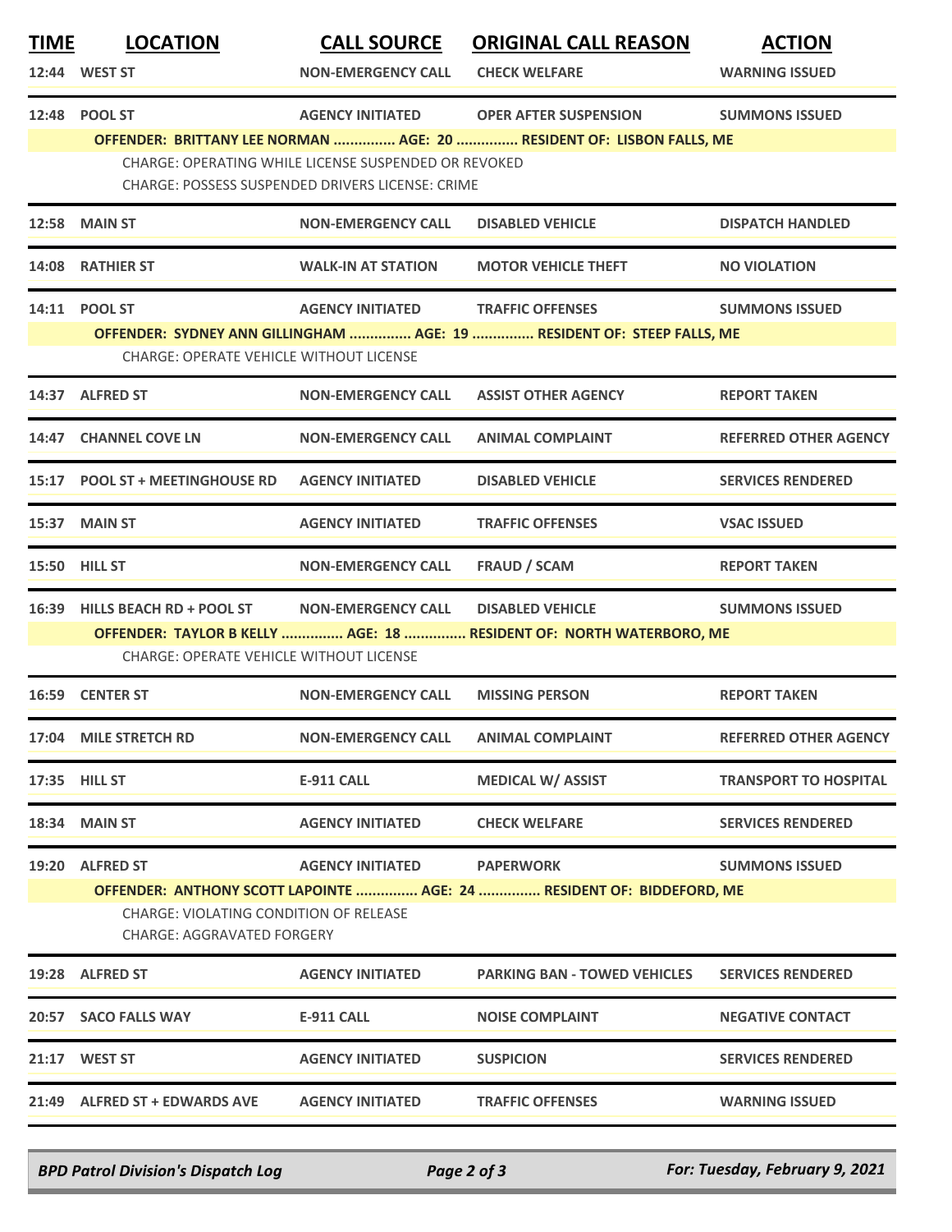| TIME | LOCATION | CALL SOURCE | ORIGINAL CALL REASON | ACTION |
|---|---|---|---|---|
| 12:44 | WEST ST | NON-EMERGENCY CALL | CHECK WELFARE | WARNING ISSUED |
| 12:48 | POOL ST | AGENCY INITIATED | OPER AFTER SUSPENSION | SUMMONS ISSUED |
| | OFFENDER: BRITTANY LEE NORMAN ............... AGE: 20 ............... RESIDENT OF: LISBON FALLS, ME | | | |
| | CHARGE: OPERATING WHILE LICENSE SUSPENDED OR REVOKED | | | |
| | CHARGE: POSSESS SUSPENDED DRIVERS LICENSE: CRIME | | | |
| 12:58 | MAIN ST | NON-EMERGENCY CALL | DISABLED VEHICLE | DISPATCH HANDLED |
| 14:08 | RATHIER ST | WALK-IN AT STATION | MOTOR VEHICLE THEFT | NO VIOLATION |
| 14:11 | POOL ST | AGENCY INITIATED | TRAFFIC OFFENSES | SUMMONS ISSUED |
| | OFFENDER: SYDNEY ANN GILLINGHAM ............... AGE: 19 ............... RESIDENT OF: STEEP FALLS, ME | | | |
| | CHARGE: OPERATE VEHICLE WITHOUT LICENSE | | | |
| 14:37 | ALFRED ST | NON-EMERGENCY CALL | ASSIST OTHER AGENCY | REPORT TAKEN |
| 14:47 | CHANNEL COVE LN | NON-EMERGENCY CALL | ANIMAL COMPLAINT | REFERRED OTHER AGENCY |
| 15:17 | POOL ST + MEETINGHOUSE RD | AGENCY INITIATED | DISABLED VEHICLE | SERVICES RENDERED |
| 15:37 | MAIN ST | AGENCY INITIATED | TRAFFIC OFFENSES | VSAC ISSUED |
| 15:50 | HILL ST | NON-EMERGENCY CALL | FRAUD / SCAM | REPORT TAKEN |
| 16:39 | HILLS BEACH RD + POOL ST | NON-EMERGENCY CALL | DISABLED VEHICLE | SUMMONS ISSUED |
| | OFFENDER: TAYLOR B KELLY ............... AGE: 18 ............... RESIDENT OF: NORTH WATERBORO, ME | | | |
| | CHARGE: OPERATE VEHICLE WITHOUT LICENSE | | | |
| 16:59 | CENTER ST | NON-EMERGENCY CALL | MISSING PERSON | REPORT TAKEN |
| 17:04 | MILE STRETCH RD | NON-EMERGENCY CALL | ANIMAL COMPLAINT | REFERRED OTHER AGENCY |
| 17:35 | HILL ST | E-911 CALL | MEDICAL W/ ASSIST | TRANSPORT TO HOSPITAL |
| 18:34 | MAIN ST | AGENCY INITIATED | CHECK WELFARE | SERVICES RENDERED |
| 19:20 | ALFRED ST | AGENCY INITIATED | PAPERWORK | SUMMONS ISSUED |
| | OFFENDER: ANTHONY SCOTT LAPOINTE ............... AGE: 24 ............... RESIDENT OF: BIDDEFORD, ME | | | |
| | CHARGE: VIOLATING CONDITION OF RELEASE | | | |
| | CHARGE: AGGRAVATED FORGERY | | | |
| 19:28 | ALFRED ST | AGENCY INITIATED | PARKING BAN - TOWED VEHICLES | SERVICES RENDERED |
| 20:57 | SACO FALLS WAY | E-911 CALL | NOISE COMPLAINT | NEGATIVE CONTACT |
| 21:17 | WEST ST | AGENCY INITIATED | SUSPICION | SERVICES RENDERED |
| 21:49 | ALFRED ST + EDWARDS AVE | AGENCY INITIATED | TRAFFIC OFFENSES | WARNING ISSUED |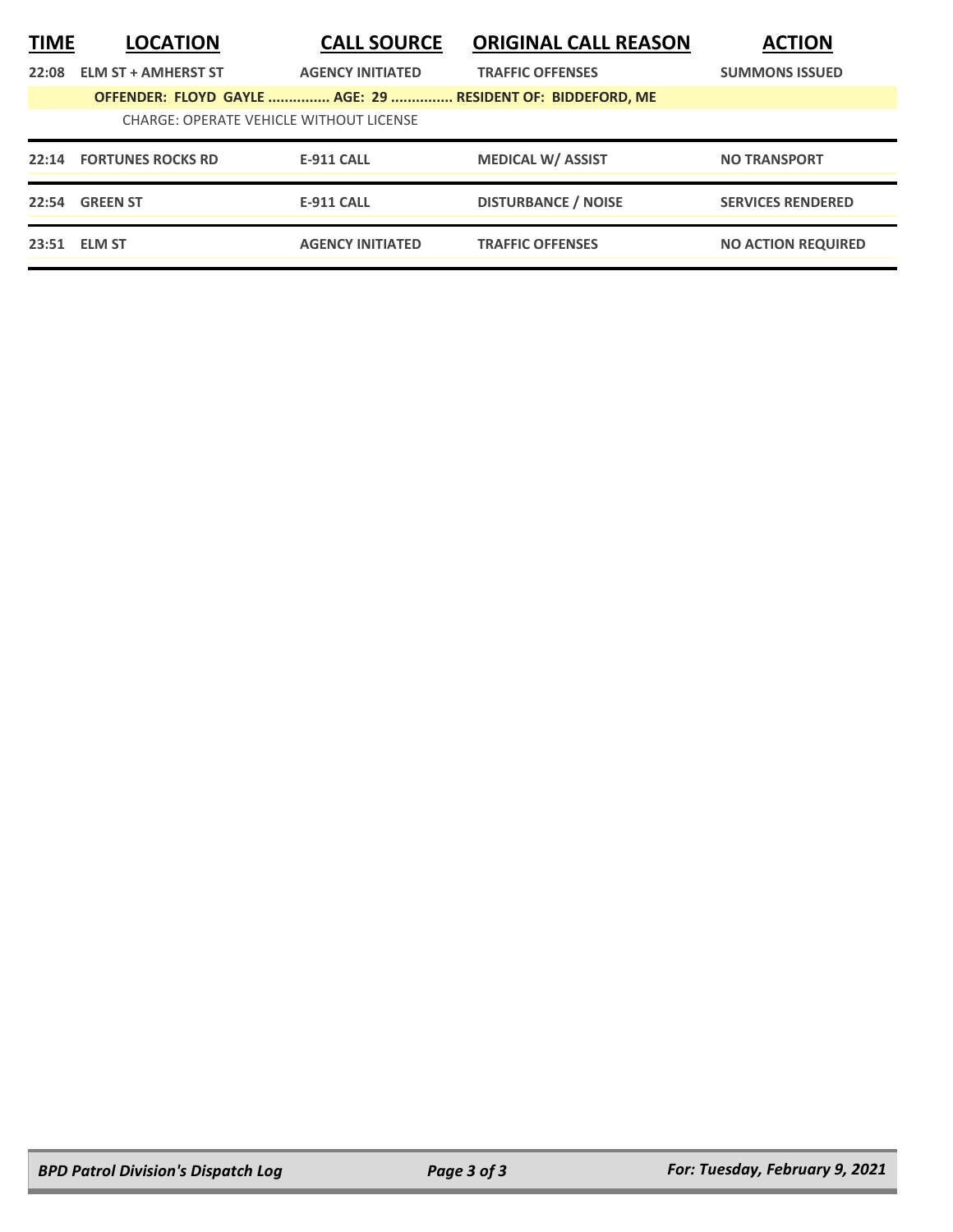| TIME | LOCATION | CALL SOURCE | ORIGINAL CALL REASON | ACTION |
|---|---|---|---|---|
| 22:08 | ELM ST + AMHERST ST | AGENCY INITIATED | TRAFFIC OFFENSES | SUMMONS ISSUED |
| | OFFENDER: FLOYD GAYLE ............... AGE: 29 ............... RESIDENT OF: BIDDEFORD, ME | | | |
| | CHARGE: OPERATE VEHICLE WITHOUT LICENSE | | | |
| 22:14 | FORTUNES ROCKS RD | E-911 CALL | MEDICAL W/ ASSIST | NO TRANSPORT |
| 22:54 | GREEN ST | E-911 CALL | DISTURBANCE / NOISE | SERVICES RENDERED |
| 23:51 | ELM ST | AGENCY INITIATED | TRAFFIC OFFENSES | NO ACTION REQUIRED |